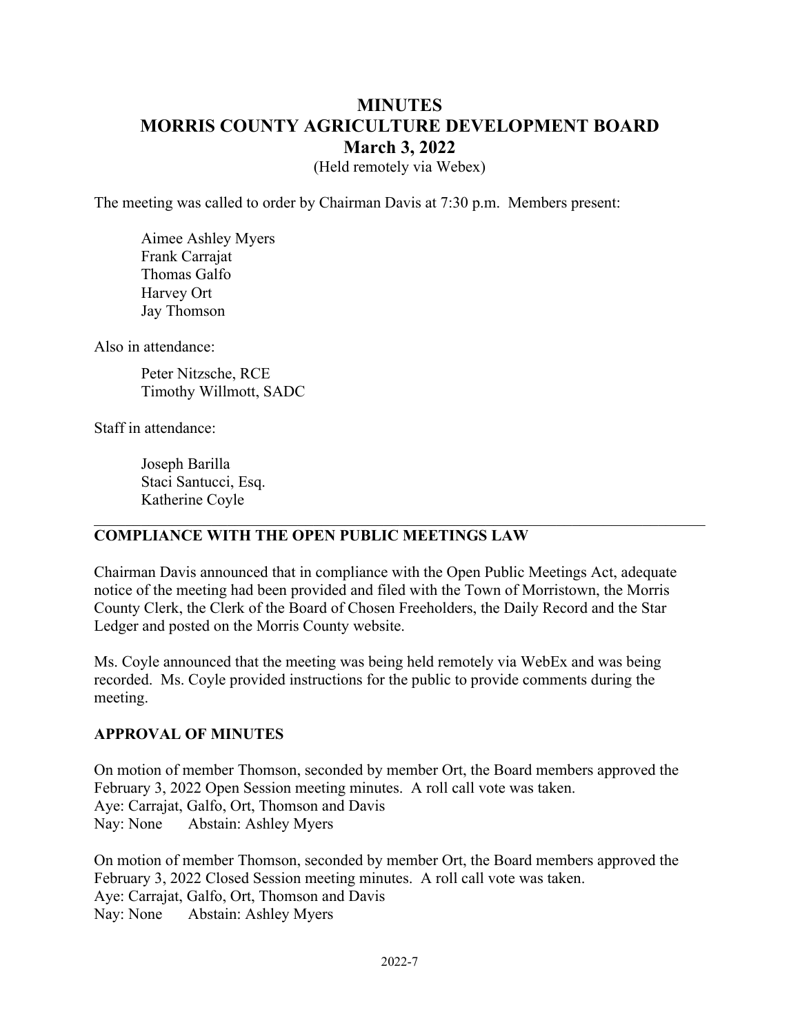# MINUTES
# MORRIS COUNTY AGRICULTURE DEVELOPMENT BOARD
# March 3, 2022

(Held remotely via Webex)

The meeting was called to order by Chairman Davis at 7:30 p.m. Members present:

Aimee Ashley Myers
Frank Carrajat
Thomas Galfo
Harvey Ort
Jay Thomson

Also in attendance:

Peter Nitzsche, RCE
Timothy Willmott, SADC

Staff in attendance:

Joseph Barilla
Staci Santucci, Esq.
Katherine Coyle

---

## COMPLIANCE WITH THE OPEN PUBLIC MEETINGS LAW

Chairman Davis announced that in compliance with the Open Public Meetings Act, adequate notice of the meeting had been provided and filed with the Town of Morristown, the Morris County Clerk, the Clerk of the Board of Chosen Freeholders, the Daily Record and the Star Ledger and posted on the Morris County website.

Ms. Coyle announced that the meeting was being held remotely via WebEx and was being recorded. Ms. Coyle provided instructions for the public to provide comments during the meeting.

## APPROVAL OF MINUTES

On motion of member Thomson, seconded by member Ort, the Board members approved the February 3, 2022 Open Session meeting minutes. A roll call vote was taken.
Aye: Carrajat, Galfo, Ort, Thomson and Davis
Nay: None Abstain: Ashley Myers

On motion of member Thomson, seconded by member Ort, the Board members approved the February 3, 2022 Closed Session meeting minutes. A roll call vote was taken.
Aye: Carrajat, Galfo, Ort, Thomson and Davis
Nay: None Abstain: Ashley Myers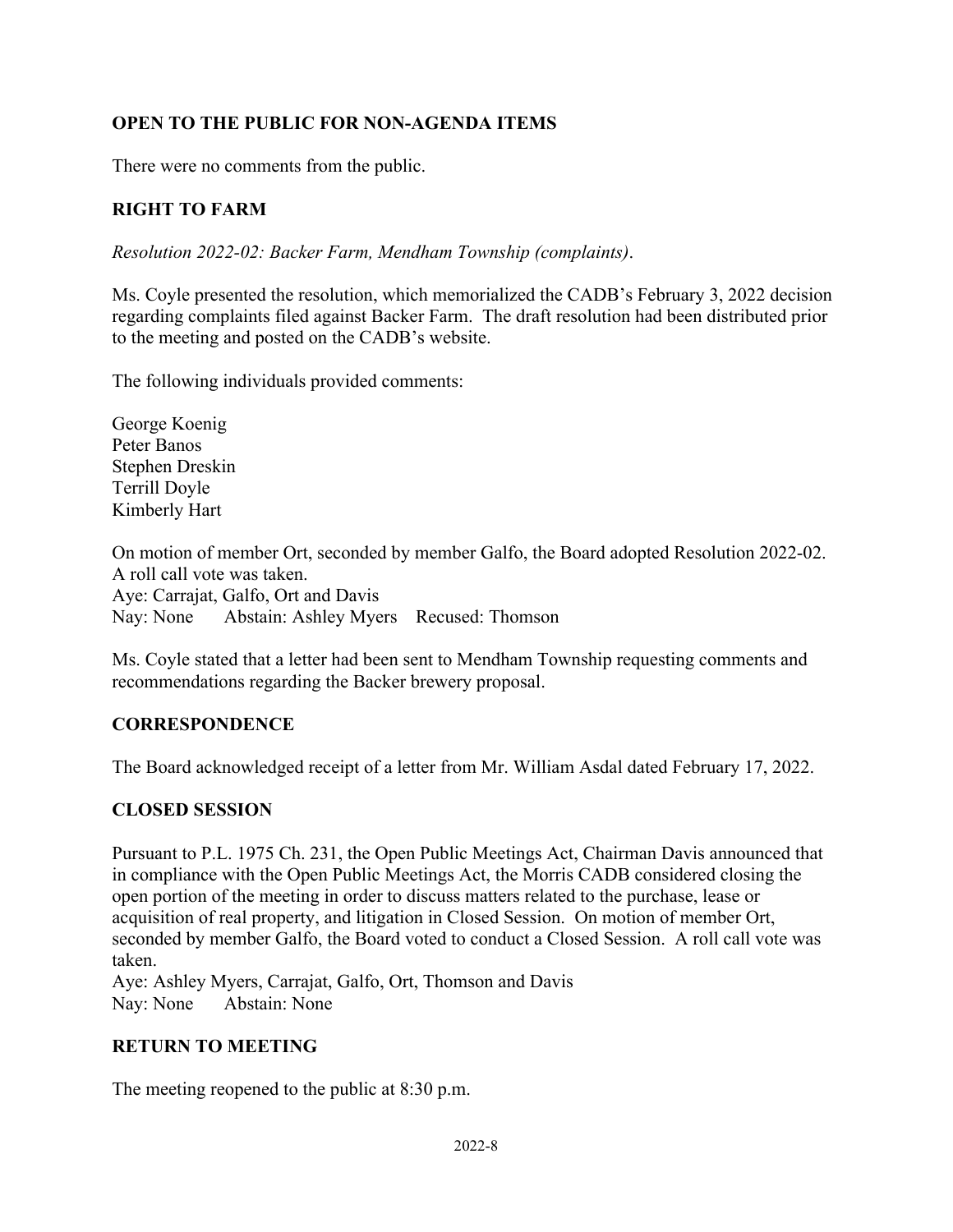## OPEN TO THE PUBLIC FOR NON-AGENDA ITEMS

There were no comments from the public.

## RIGHT TO FARM

*Resolution 2022-02: Backer Farm, Mendham Township (complaints).*

Ms. Coyle presented the resolution, which memorialized the CADB's February 3, 2022 decision regarding complaints filed against Backer Farm. The draft resolution had been distributed prior to the meeting and posted on the CADB's website.

The following individuals provided comments:

George Koenig
Peter Banos
Stephen Dreskin
Terrill Doyle
Kimberly Hart

On motion of member Ort, seconded by member Galfo, the Board adopted Resolution 2022-02. A roll call vote was taken.
Aye: Carrajat, Galfo, Ort and Davis
Nay: None Abstain: Ashley Myers Recused: Thomson

Ms. Coyle stated that a letter had been sent to Mendham Township requesting comments and recommendations regarding the Backer brewery proposal.

## CORRESPONDENCE

The Board acknowledged receipt of a letter from Mr. William Asdal dated February 17, 2022.

## CLOSED SESSION

Pursuant to P.L. 1975 Ch. 231, the Open Public Meetings Act, Chairman Davis announced that in compliance with the Open Public Meetings Act, the Morris CADB considered closing the open portion of the meeting in order to discuss matters related to the purchase, lease or acquisition of real property, and litigation in Closed Session. On motion of member Ort, seconded by member Galfo, the Board voted to conduct a Closed Session. A roll call vote was taken.
Aye: Ashley Myers, Carrajat, Galfo, Ort, Thomson and Davis
Nay: None Abstain: None

## RETURN TO MEETING

The meeting reopened to the public at 8:30 p.m.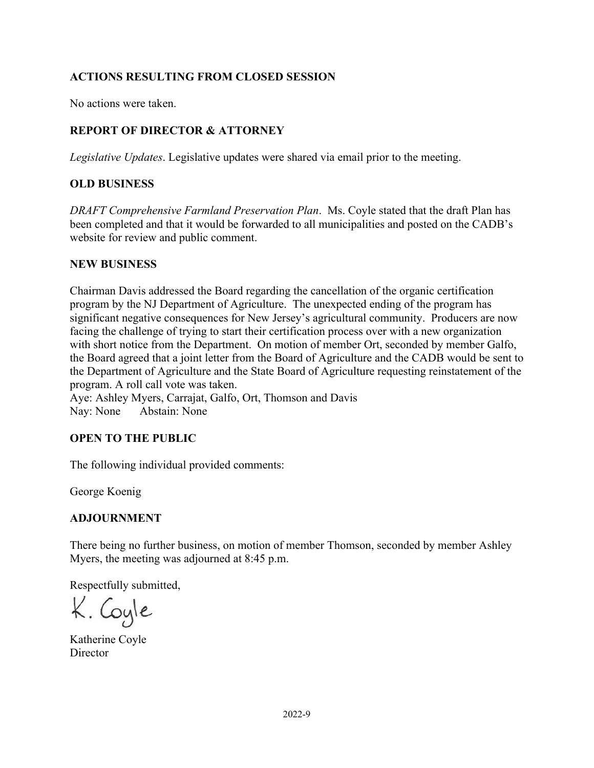## ACTIONS RESULTING FROM CLOSED SESSION

No actions were taken.

## REPORT OF DIRECTOR & ATTORNEY

*Legislative Updates*. Legislative updates were shared via email prior to the meeting.

## OLD BUSINESS

*DRAFT Comprehensive Farmland Preservation Plan*. Ms. Coyle stated that the draft Plan has been completed and that it would be forwarded to all municipalities and posted on the CADB's website for review and public comment.

## NEW BUSINESS

Chairman Davis addressed the Board regarding the cancellation of the organic certification program by the NJ Department of Agriculture. The unexpected ending of the program has significant negative consequences for New Jersey's agricultural community. Producers are now facing the challenge of trying to start their certification process over with a new organization with short notice from the Department. On motion of member Ort, seconded by member Galfo, the Board agreed that a joint letter from the Board of Agriculture and the CADB would be sent to the Department of Agriculture and the State Board of Agriculture requesting reinstatement of the program. A roll call vote was taken.
Aye: Ashley Myers, Carrajat, Galfo, Ort, Thomson and Davis
Nay: None Abstain: None

## OPEN TO THE PUBLIC

The following individual provided comments:

George Koenig

## ADJOURNMENT

There being no further business, on motion of member Thomson, seconded by member Ashley Myers, the meeting was adjourned at 8:45 p.m.

Respectfully submitted,

K. Coyle

Katherine Coyle
Director

2022-9